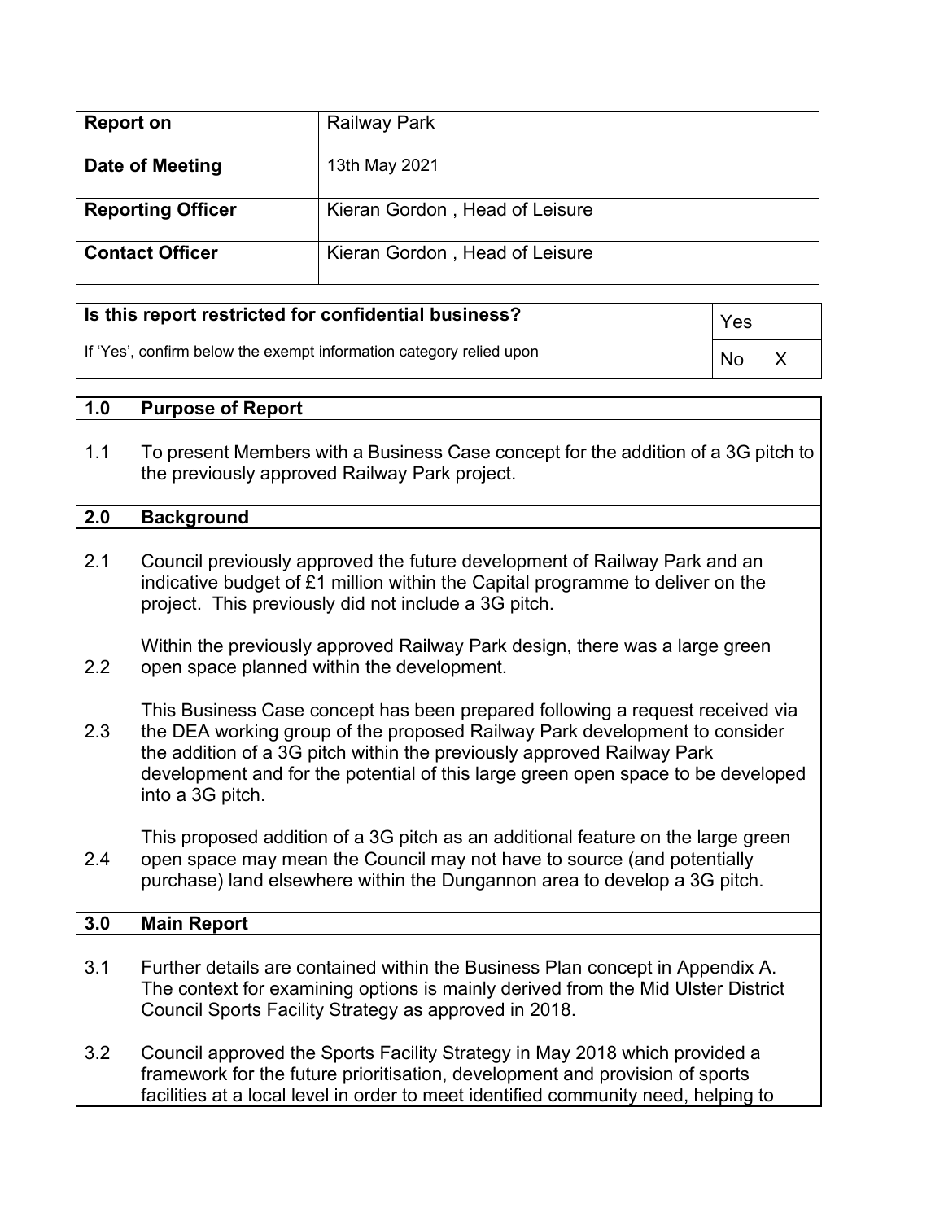| | |
|---|---|
| **Report on** | Railway Park |
| **Date of Meeting** | 13th May 2021 |
| **Reporting Officer** | Kieran Gordon , Head of Leisure |
| **Contact Officer** | Kieran Gordon , Head of Leisure |

| | | |
|---|---|---|
| **Is this report restricted for confidential business?** | Yes | |
| If 'Yes', confirm below the exempt information category relied upon | No | X |

| | |
|---|---|
| **1.0** | **Purpose of Report** |
| 1.1 | To present Members with a Business Case concept for the addition of a 3G pitch to the previously approved Railway Park project. |
| **2.0** | **Background** |
| 2.1 | Council previously approved the future development of Railway Park and an indicative budget of £1 million within the Capital programme to deliver on the project. This previously did not include a 3G pitch. |
| 2.2 | Within the previously approved Railway Park design, there was a large green open space planned within the development. |
| 2.3 | This Business Case concept has been prepared following a request received via the DEA working group of the proposed Railway Park development to consider the addition of a 3G pitch within the previously approved Railway Park development and for the potential of this large green open space to be developed into a 3G pitch. |
| 2.4 | This proposed addition of a 3G pitch as an additional feature on the large green open space may mean the Council may not have to source (and potentially purchase) land elsewhere within the Dungannon area to develop a 3G pitch. |
| **3.0** | **Main Report** |
| 3.1 | Further details are contained within the Business Plan concept in Appendix A. The context for examining options is mainly derived from the Mid Ulster District Council Sports Facility Strategy as approved in 2018. |
| 3.2 | Council approved the Sports Facility Strategy in May 2018 which provided a framework for the future prioritisation, development and provision of sports facilities at a local level in order to meet identified community need, helping to |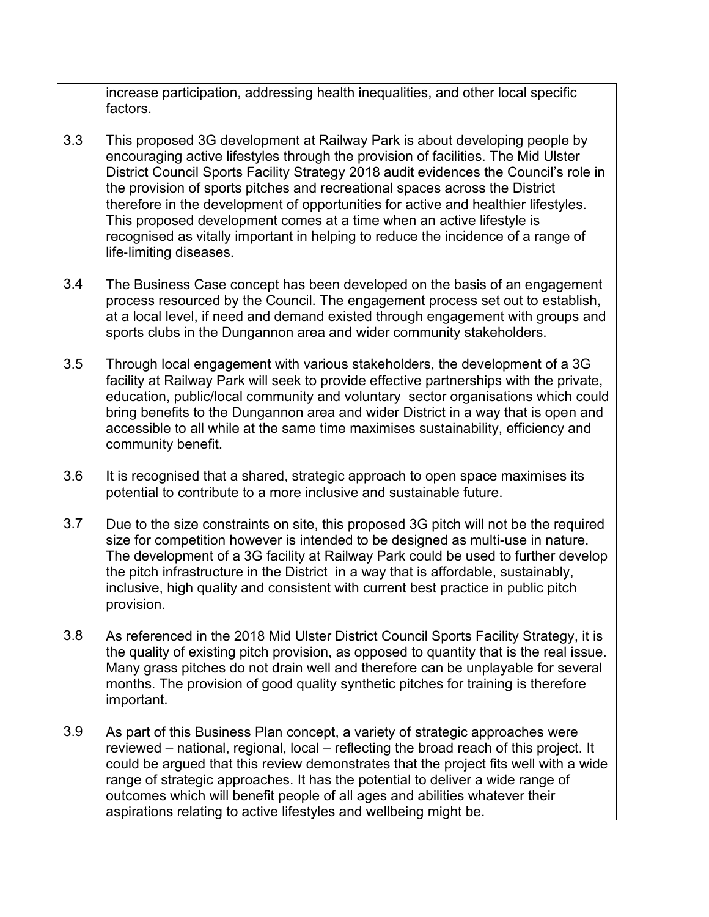| | |
|---|---|
| | increase participation, addressing health inequalities, and other local specific factors. |
| 3.3 | This proposed 3G development at Railway Park is about developing people by encouraging active lifestyles through the provision of facilities. The Mid Ulster District Council Sports Facility Strategy 2018 audit evidences the Council's role in the provision of sports pitches and recreational spaces across the District therefore in the development of opportunities for active and healthier lifestyles. This proposed development comes at a time when an active lifestyle is recognised as vitally important in helping to reduce the incidence of a range of life-limiting diseases. |
| 3.4 | The Business Case concept has been developed on the basis of an engagement process resourced by the Council. The engagement process set out to establish, at a local level, if need and demand existed through engagement with groups and sports clubs in the Dungannon area and wider community stakeholders. |
| 3.5 | Through local engagement with various stakeholders, the development of a 3G facility at Railway Park will seek to provide effective partnerships with the private, education, public/local community and voluntary sector organisations which could bring benefits to the Dungannon area and wider District in a way that is open and accessible to all while at the same time maximises sustainability, efficiency and community benefit. |
| 3.6 | It is recognised that a shared, strategic approach to open space maximises its potential to contribute to a more inclusive and sustainable future. |
| 3.7 | Due to the size constraints on site, this proposed 3G pitch will not be the required size for competition however is intended to be designed as multi-use in nature. The development of a 3G facility at Railway Park could be used to further develop the pitch infrastructure in the District in a way that is affordable, sustainably, inclusive, high quality and consistent with current best practice in public pitch provision. |
| 3.8 | As referenced in the 2018 Mid Ulster District Council Sports Facility Strategy, it is the quality of existing pitch provision, as opposed to quantity that is the real issue. Many grass pitches do not drain well and therefore can be unplayable for several months. The provision of good quality synthetic pitches for training is therefore important. |
| 3.9 | As part of this Business Plan concept, a variety of strategic approaches were reviewed – national, regional, local – reflecting the broad reach of this project. It could be argued that this review demonstrates that the project fits well with a wide range of strategic approaches. It has the potential to deliver a wide range of outcomes which will benefit people of all ages and abilities whatever their aspirations relating to active lifestyles and wellbeing might be. |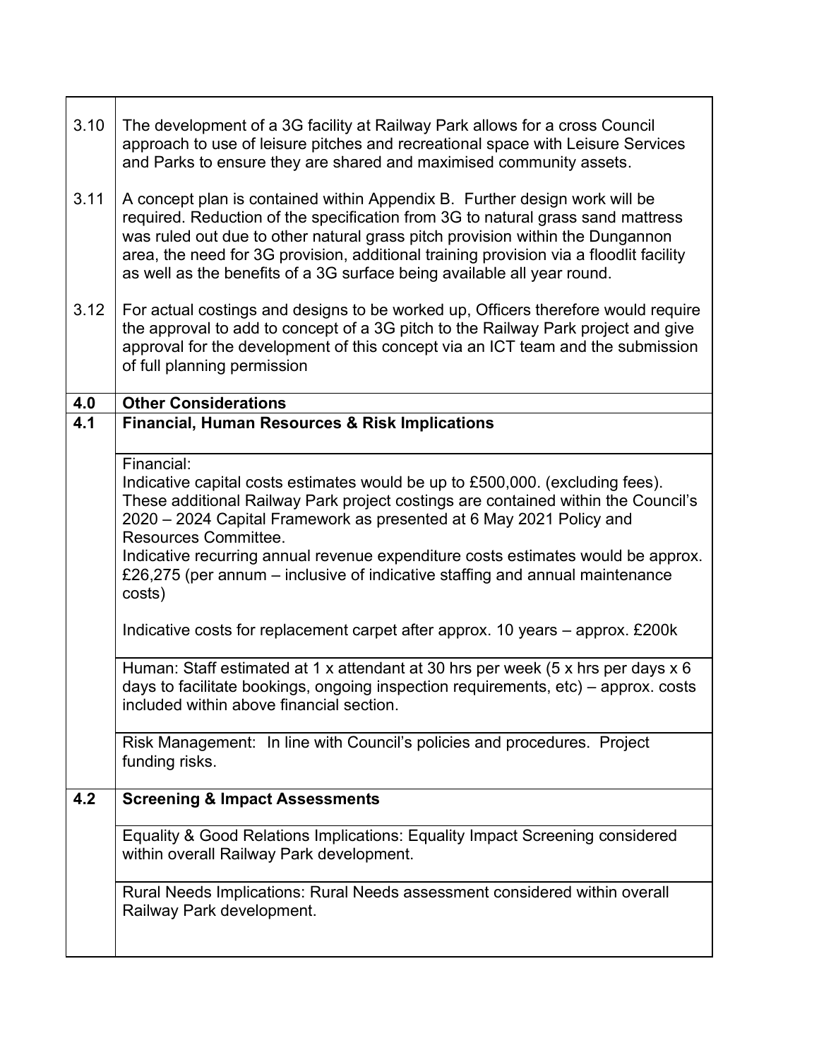| | |
|---|---|
| 3.10 | The development of a 3G facility at Railway Park allows for a cross Council approach to use of leisure pitches and recreational space with Leisure Services and Parks to ensure they are shared and maximised community assets. |
| 3.11 | A concept plan is contained within Appendix B. Further design work will be required. Reduction of the specification from 3G to natural grass sand mattress was ruled out due to other natural grass pitch provision within the Dungannon area, the need for 3G provision, additional training provision via a floodlit facility as well as the benefits of a 3G surface being available all year round. |
| 3.12 | For actual costings and designs to be worked up, Officers therefore would require the approval to add to concept of a 3G pitch to the Railway Park project and give approval for the development of this concept via an ICT team and the submission of full planning permission |
| **4.0** | **Other Considerations** |
| **4.1** | **Financial, Human Resources & Risk Implications** |
| | Financial:<br>Indicative capital costs estimates would be up to £500,000. (excluding fees). These additional Railway Park project costings are contained within the Council's 2020 – 2024 Capital Framework as presented at 6 May 2021 Policy and Resources Committee.<br>Indicative recurring annual revenue expenditure costs estimates would be approx. £26,275 (per annum – inclusive of indicative staffing and annual maintenance costs)<br><br>Indicative costs for replacement carpet after approx. 10 years – approx. £200k |
| | Human: Staff estimated at 1 x attendant at 30 hrs per week (5 x hrs per days x 6 days to facilitate bookings, ongoing inspection requirements, etc) – approx. costs included within above financial section. |
| | Risk Management: In line with Council's policies and procedures. Project funding risks. |
| **4.2** | **Screening & Impact Assessments** |
| | Equality & Good Relations Implications: Equality Impact Screening considered within overall Railway Park development. |
| | Rural Needs Implications: Rural Needs assessment considered within overall Railway Park development. |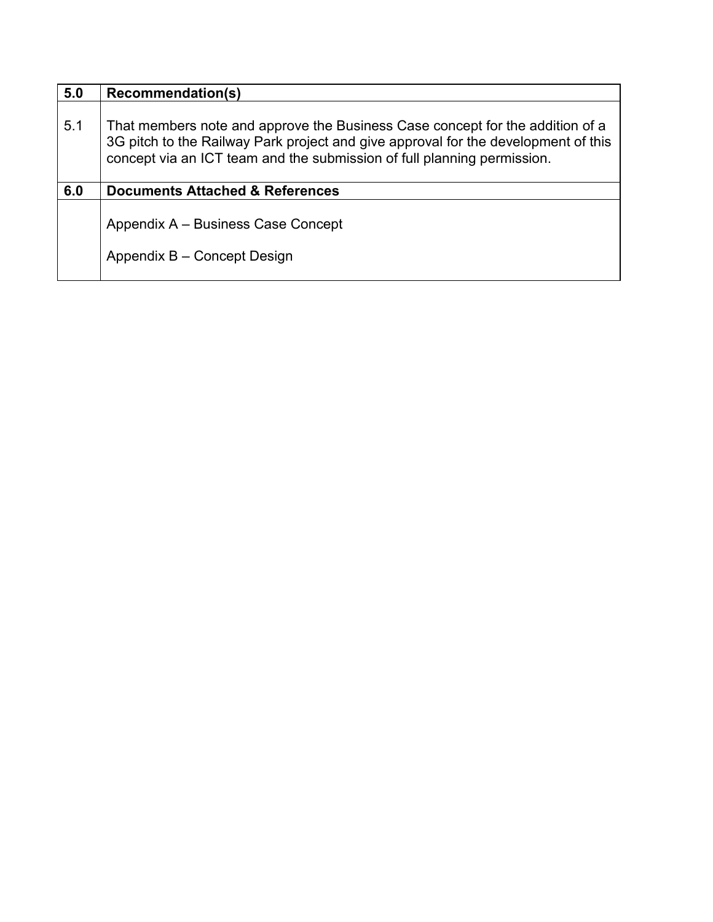| | |
|---|---|
| **5.0** | **Recommendation(s)** |
| 5.1 | That members note and approve the Business Case concept for the addition of a 3G pitch to the Railway Park project and give approval for the development of this concept via an ICT team and the submission of full planning permission. |
| **6.0** | **Documents Attached & References** |
| | Appendix A – Business Case Concept<br><br>Appendix B – Concept Design |